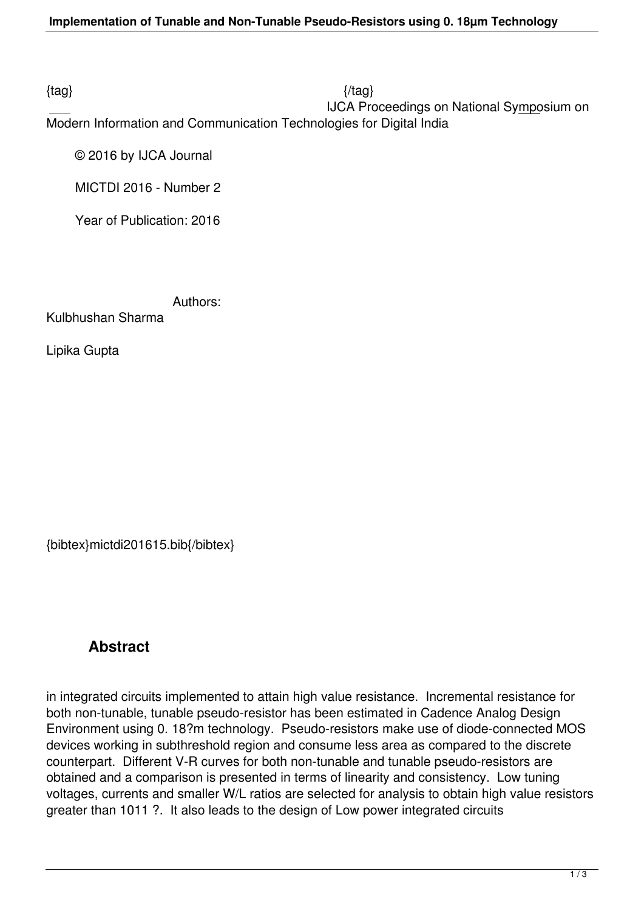{tag} {/tag}
IJCA Proceedings on National Symposium on Modern Information and Communication Technologies for Digital India

© 2016 by IJCA Journal

MICTDI 2016 - Number 2

Year of Publication: 2016

Authors:

Kulbhushan Sharma

Lipika Gupta

{bibtex}mictdi201615.bib{/bibtex}

## Abstract

in integrated circuits implemented to attain high value resistance. Incremental resistance for both non-tunable, tunable pseudo-resistor has been estimated in Cadence Analog Design Environment using 0. 18?m technology. Pseudo-resistors make use of diode-connected MOS devices working in subthreshold region and consume less area as compared to the discrete counterpart. Different V-R curves for both non-tunable and tunable pseudo-resistors are obtained and a comparison is presented in terms of linearity and consistency. Low tuning voltages, currents and smaller W/L ratios are selected for analysis to obtain high value resistors greater than 1011 ?. It also leads to the design of Low power integrated circuits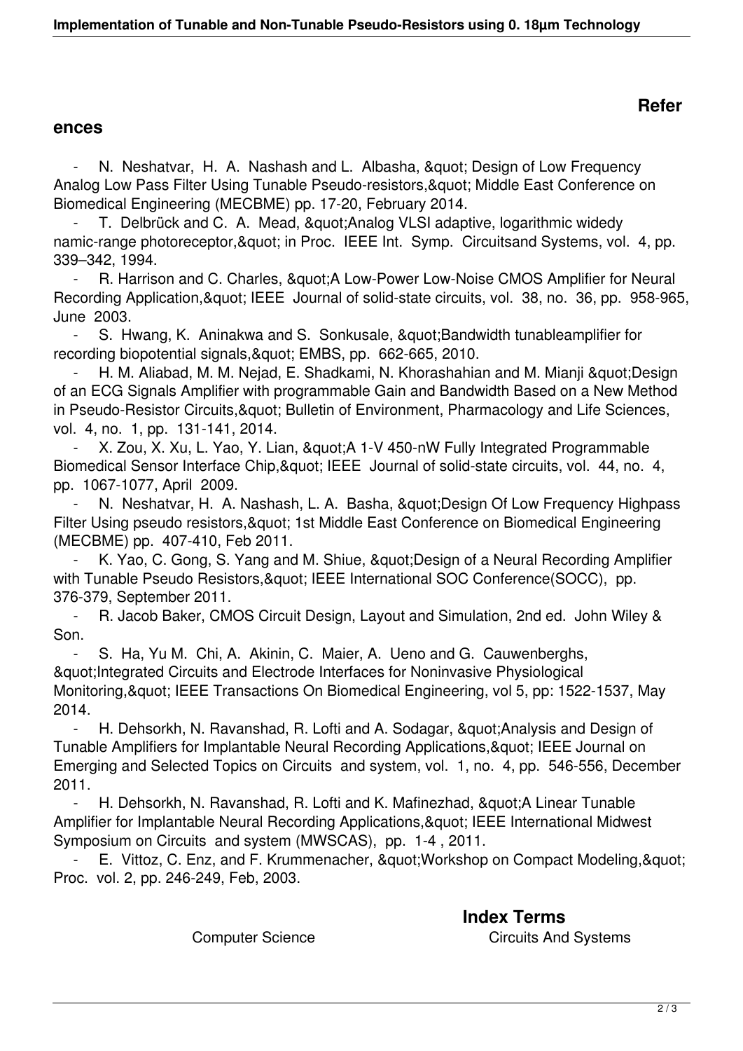## References

- N. Neshatvar, H. A. Nashash and L. Albasha, &quot; Design of Low Frequency Analog Low Pass Filter Using Tunable Pseudo-resistors,&quot; Middle East Conference on Biomedical Engineering (MECBME) pp. 17-20, February 2014.
- T. Delbrück and C. A. Mead, &quot;Analog VLSI adaptive, logarithmic widedy namic-range photoreceptor,&quot; in Proc. IEEE Int. Symp. Circuitsand Systems, vol. 4, pp. 339–342, 1994.
- R. Harrison and C. Charles, &quot;A Low-Power Low-Noise CMOS Amplifier for Neural Recording Application,&quot; IEEE Journal of solid-state circuits, vol. 38, no. 36, pp. 958-965, June 2003.
- S. Hwang, K. Aninakwa and S. Sonkusale, &quot;Bandwidth tunableamplifier for recording biopotential signals,&quot; EMBS, pp. 662-665, 2010.
- H. M. Aliabad, M. M. Nejad, E. Shadkami, N. Khorashahian and M. Mianji &quot;Design of an ECG Signals Amplifier with programmable Gain and Bandwidth Based on a New Method in Pseudo-Resistor Circuits,&quot; Bulletin of Environment, Pharmacology and Life Sciences, vol. 4, no. 1, pp. 131-141, 2014.
- X. Zou, X. Xu, L. Yao, Y. Lian, &quot;A 1-V 450-nW Fully Integrated Programmable Biomedical Sensor Interface Chip,&quot; IEEE Journal of solid-state circuits, vol. 44, no. 4, pp. 1067-1077, April 2009.
- N. Neshatvar, H. A. Nashash, L. A. Basha, &quot;Design Of Low Frequency Highpass Filter Using pseudo resistors,&quot; 1st Middle East Conference on Biomedical Engineering (MECBME) pp. 407-410, Feb 2011.
- K. Yao, C. Gong, S. Yang and M. Shiue, &quot;Design of a Neural Recording Amplifier with Tunable Pseudo Resistors,&quot; IEEE International SOC Conference(SOCC), pp. 376-379, September 2011.
- R. Jacob Baker, CMOS Circuit Design, Layout and Simulation, 2nd ed. John Wiley & Son.
- S. Ha, Yu M. Chi, A. Akinin, C. Maier, A. Ueno and G. Cauwenberghs, &quot;Integrated Circuits and Electrode Interfaces for Noninvasive Physiological Monitoring,&quot; IEEE Transactions On Biomedical Engineering, vol 5, pp: 1522-1537, May 2014.
- H. Dehsorkh, N. Ravanshad, R. Lofti and A. Sodagar, &quot;Analysis and Design of Tunable Amplifiers for Implantable Neural Recording Applications,&quot; IEEE Journal on Emerging and Selected Topics on Circuits and system, vol. 1, no. 4, pp. 546-556, December 2011.
- H. Dehsorkh, N. Ravanshad, R. Lofti and K. Mafinezhad, &quot;A Linear Tunable Amplifier for Implantable Neural Recording Applications,&quot; IEEE International Midwest Symposium on Circuits and system (MWSCAS), pp. 1-4 , 2011.
- E. Vittoz, C. Enz, and F. Krummenacher, &quot;Workshop on Compact Modeling,&quot; Proc. vol. 2, pp. 246-249, Feb, 2003.

## Index Terms

Computer Science

Circuits And Systems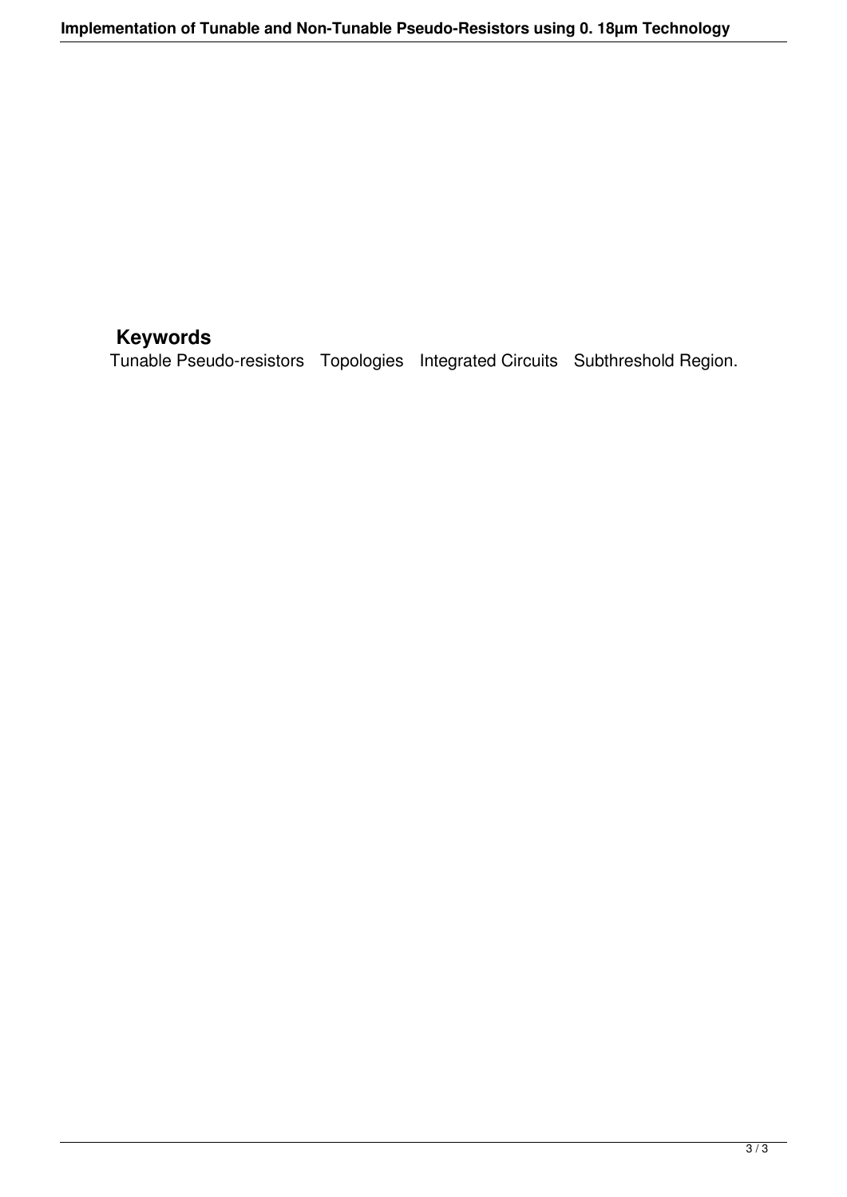## Keywords

Tunable Pseudo-resistors   Topologies   Integrated Circuits   Subthreshold Region.